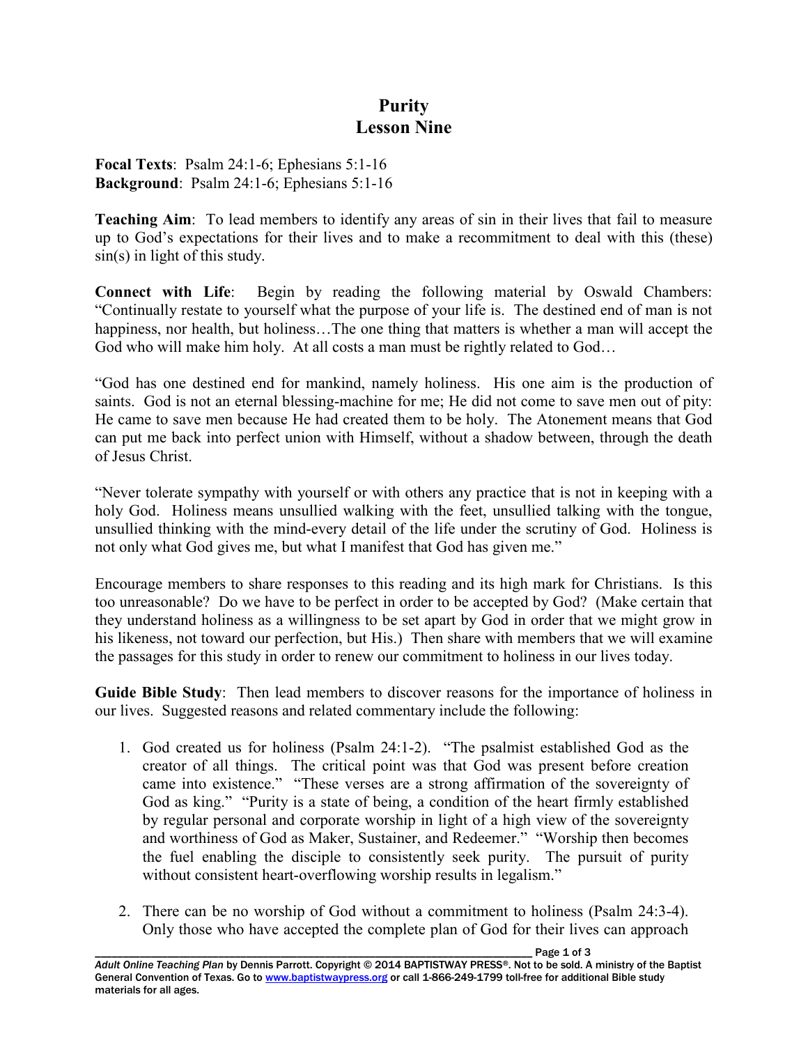# Purity
## Lesson Nine

**Focal Texts**: Psalm 24:1-6; Ephesians 5:1-16
**Background**: Psalm 24:1-6; Ephesians 5:1-16

**Teaching Aim**: To lead members to identify any areas of sin in their lives that fail to measure up to God's expectations for their lives and to make a recommitment to deal with this (these) sin(s) in light of this study.

**Connect with Life**: Begin by reading the following material by Oswald Chambers: "Continually restate to yourself what the purpose of your life is. The destined end of man is not happiness, nor health, but holiness…The one thing that matters is whether a man will accept the God who will make him holy. At all costs a man must be rightly related to God…

"God has one destined end for mankind, namely holiness. His one aim is the production of saints. God is not an eternal blessing-machine for me; He did not come to save men out of pity: He came to save men because He had created them to be holy. The Atonement means that God can put me back into perfect union with Himself, without a shadow between, through the death of Jesus Christ.

"Never tolerate sympathy with yourself or with others any practice that is not in keeping with a holy God. Holiness means unsullied walking with the feet, unsullied talking with the tongue, unsullied thinking with the mind-every detail of the life under the scrutiny of God. Holiness is not only what God gives me, but what I manifest that God has given me."

Encourage members to share responses to this reading and its high mark for Christians. Is this too unreasonable? Do we have to be perfect in order to be accepted by God? (Make certain that they understand holiness as a willingness to be set apart by God in order that we might grow in his likeness, not toward our perfection, but His.) Then share with members that we will examine the passages for this study in order to renew our commitment to holiness in our lives today.

**Guide Bible Study**: Then lead members to discover reasons for the importance of holiness in our lives. Suggested reasons and related commentary include the following:

1. God created us for holiness (Psalm 24:1-2). "The psalmist established God as the creator of all things. The critical point was that God was present before creation came into existence." "These verses are a strong affirmation of the sovereignty of God as king." "Purity is a state of being, a condition of the heart firmly established by regular personal and corporate worship in light of a high view of the sovereignty and worthiness of God as Maker, Sustainer, and Redeemer." "Worship then becomes the fuel enabling the disciple to consistently seek purity. The pursuit of purity without consistent heart-overflowing worship results in legalism."

2. There can be no worship of God without a commitment to holiness (Psalm 24:3-4). Only those who have accepted the complete plan of God for their lives can approach

*Adult Online Teaching Plan* by Dennis Parrott. Copyright © 2014 BAPTISTWAY PRESS®. Not to be sold. A ministry of the Baptist General Convention of Texas. Go to www.baptistwaypress.org or call 1-866-249-1799 toll-free for additional Bible study materials for all ages.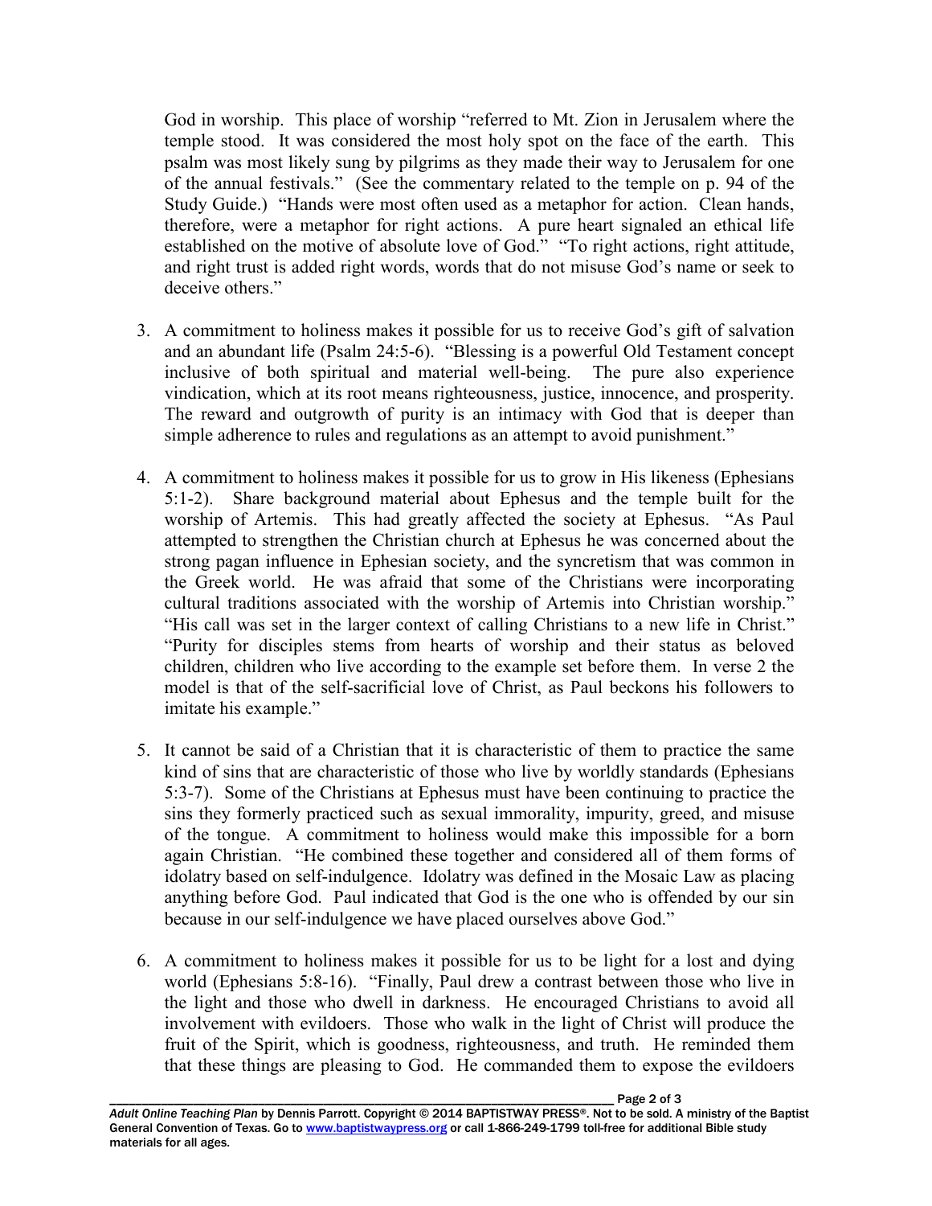God in worship. This place of worship "referred to Mt. Zion in Jerusalem where the temple stood. It was considered the most holy spot on the face of the earth. This psalm was most likely sung by pilgrims as they made their way to Jerusalem for one of the annual festivals." (See the commentary related to the temple on p. 94 of the Study Guide.) "Hands were most often used as a metaphor for action. Clean hands, therefore, were a metaphor for right actions. A pure heart signaled an ethical life established on the motive of absolute love of God." "To right actions, right attitude, and right trust is added right words, words that do not misuse God's name or seek to deceive others."

3. A commitment to holiness makes it possible for us to receive God's gift of salvation and an abundant life (Psalm 24:5-6). "Blessing is a powerful Old Testament concept inclusive of both spiritual and material well-being. The pure also experience vindication, which at its root means righteousness, justice, innocence, and prosperity. The reward and outgrowth of purity is an intimacy with God that is deeper than simple adherence to rules and regulations as an attempt to avoid punishment."

4. A commitment to holiness makes it possible for us to grow in His likeness (Ephesians 5:1-2). Share background material about Ephesus and the temple built for the worship of Artemis. This had greatly affected the society at Ephesus. "As Paul attempted to strengthen the Christian church at Ephesus he was concerned about the strong pagan influence in Ephesian society, and the syncretism that was common in the Greek world. He was afraid that some of the Christians were incorporating cultural traditions associated with the worship of Artemis into Christian worship." "His call was set in the larger context of calling Christians to a new life in Christ." "Purity for disciples stems from hearts of worship and their status as beloved children, children who live according to the example set before them. In verse 2 the model is that of the self-sacrificial love of Christ, as Paul beckons his followers to imitate his example."

5. It cannot be said of a Christian that it is characteristic of them to practice the same kind of sins that are characteristic of those who live by worldly standards (Ephesians 5:3-7). Some of the Christians at Ephesus must have been continuing to practice the sins they formerly practiced such as sexual immorality, impurity, greed, and misuse of the tongue. A commitment to holiness would make this impossible for a born again Christian. "He combined these together and considered all of them forms of idolatry based on self-indulgence. Idolatry was defined in the Mosaic Law as placing anything before God. Paul indicated that God is the one who is offended by our sin because in our self-indulgence we have placed ourselves above God."

6. A commitment to holiness makes it possible for us to be light for a lost and dying world (Ephesians 5:8-16). "Finally, Paul drew a contrast between those who live in the light and those who dwell in darkness. He encouraged Christians to avoid all involvement with evildoers. Those who walk in the light of Christ will produce the fruit of the Spirit, which is goodness, righteousness, and truth. He reminded them that these things are pleasing to God. He commanded them to expose the evildoers

*Adult Online Teaching Plan* by Dennis Parrott. Copyright © 2014 BAPTISTWAY PRESS®. Not to be sold. A ministry of the Baptist General Convention of Texas. Go to www.baptistwaypress.org or call 1-866-249-1799 toll-free for additional Bible study materials for all ages.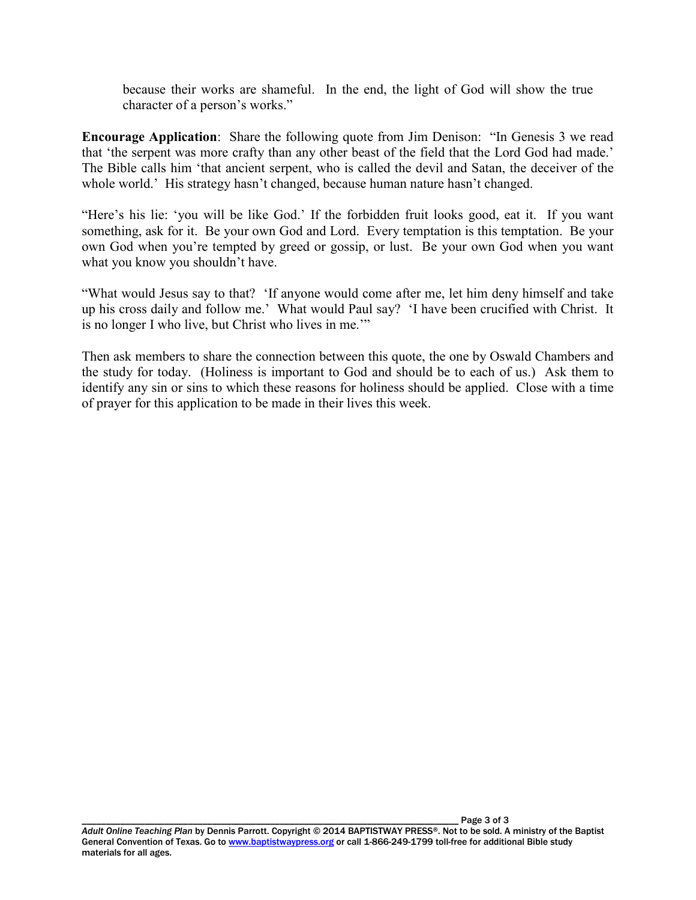because their works are shameful. In the end, the light of God will show the true character of a person's works."

**Encourage Application**: Share the following quote from Jim Denison: "In Genesis 3 we read that 'the serpent was more crafty than any other beast of the field that the Lord God had made.' The Bible calls him 'that ancient serpent, who is called the devil and Satan, the deceiver of the whole world.' His strategy hasn't changed, because human nature hasn't changed.

"Here's his lie: 'you will be like God.' If the forbidden fruit looks good, eat it. If you want something, ask for it. Be your own God and Lord. Every temptation is this temptation. Be your own God when you're tempted by greed or gossip, or lust. Be your own God when you want what you know you shouldn't have.

"What would Jesus say to that? 'If anyone would come after me, let him deny himself and take up his cross daily and follow me.' What would Paul say? 'I have been crucified with Christ. It is no longer I who live, but Christ who lives in me.'"

Then ask members to share the connection between this quote, the one by Oswald Chambers and the study for today. (Holiness is important to God and should be to each of us.) Ask them to identify any sin or sins to which these reasons for holiness should be applied. Close with a time of prayer for this application to be made in their lives this week.